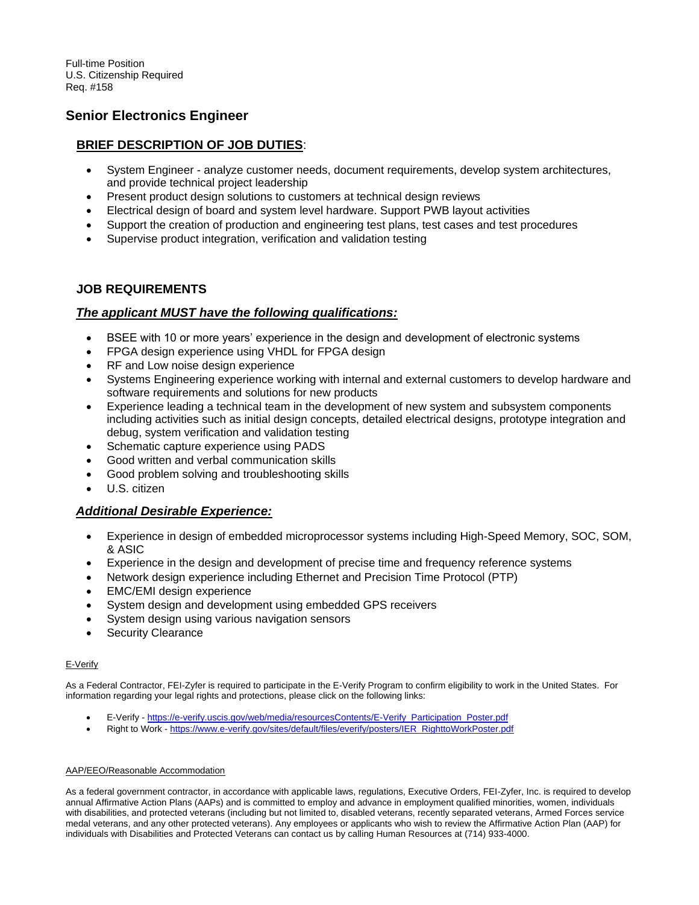Full-time Position
U.S. Citizenship Required
Req. #158

## Senior Electronics Engineer

### **BRIEF DESCRIPTION OF JOB DUTIES**:

- System Engineer - analyze customer needs, document requirements, develop system architectures, and provide technical project leadership
- Present product design solutions to customers at technical design reviews
- Electrical design of board and system level hardware. Support PWB layout activities
- Support the creation of production and engineering test plans, test cases and test procedures
- Supervise product integration, verification and validation testing

### JOB REQUIREMENTS

#### ***The applicant MUST have the following qualifications:***

- BSEE with 10 or more years' experience in the design and development of electronic systems
- FPGA design experience using VHDL for FPGA design
- RF and Low noise design experience
- Systems Engineering experience working with internal and external customers to develop hardware and software requirements and solutions for new products
- Experience leading a technical team in the development of new system and subsystem components including activities such as initial design concepts, detailed electrical designs, prototype integration and debug, system verification and validation testing
- Schematic capture experience using PADS
- Good written and verbal communication skills
- Good problem solving and troubleshooting skills
- U.S. citizen

#### ***Additional Desirable Experience:***

- Experience in design of embedded microprocessor systems including High-Speed Memory, SOC, SOM, & ASIC
- Experience in the design and development of precise time and frequency reference systems
- Network design experience including Ethernet and Precision Time Protocol (PTP)
- EMC/EMI design experience
- System design and development using embedded GPS receivers
- System design using various navigation sensors
- Security Clearance

E-Verify

As a Federal Contractor, FEI-Zyfer is required to participate in the E-Verify Program to confirm eligibility to work in the United States. For information regarding your legal rights and protections, please click on the following links:

- E-Verify - https://e-verify.uscis.gov/web/media/resourcesContents/E-Verify_Participation_Poster.pdf
- Right to Work - https://www.e-verify.gov/sites/default/files/everify/posters/IER_RighttoWorkPoster.pdf

AAP/EEO/Reasonable Accommodation

As a federal government contractor, in accordance with applicable laws, regulations, Executive Orders, FEI-Zyfer, Inc. is required to develop annual Affirmative Action Plans (AAPs) and is committed to employ and advance in employment qualified minorities, women, individuals with disabilities, and protected veterans (including but not limited to, disabled veterans, recently separated veterans, Armed Forces service medal veterans, and any other protected veterans). Any employees or applicants who wish to review the Affirmative Action Plan (AAP) for individuals with Disabilities and Protected Veterans can contact us by calling Human Resources at (714) 933-4000.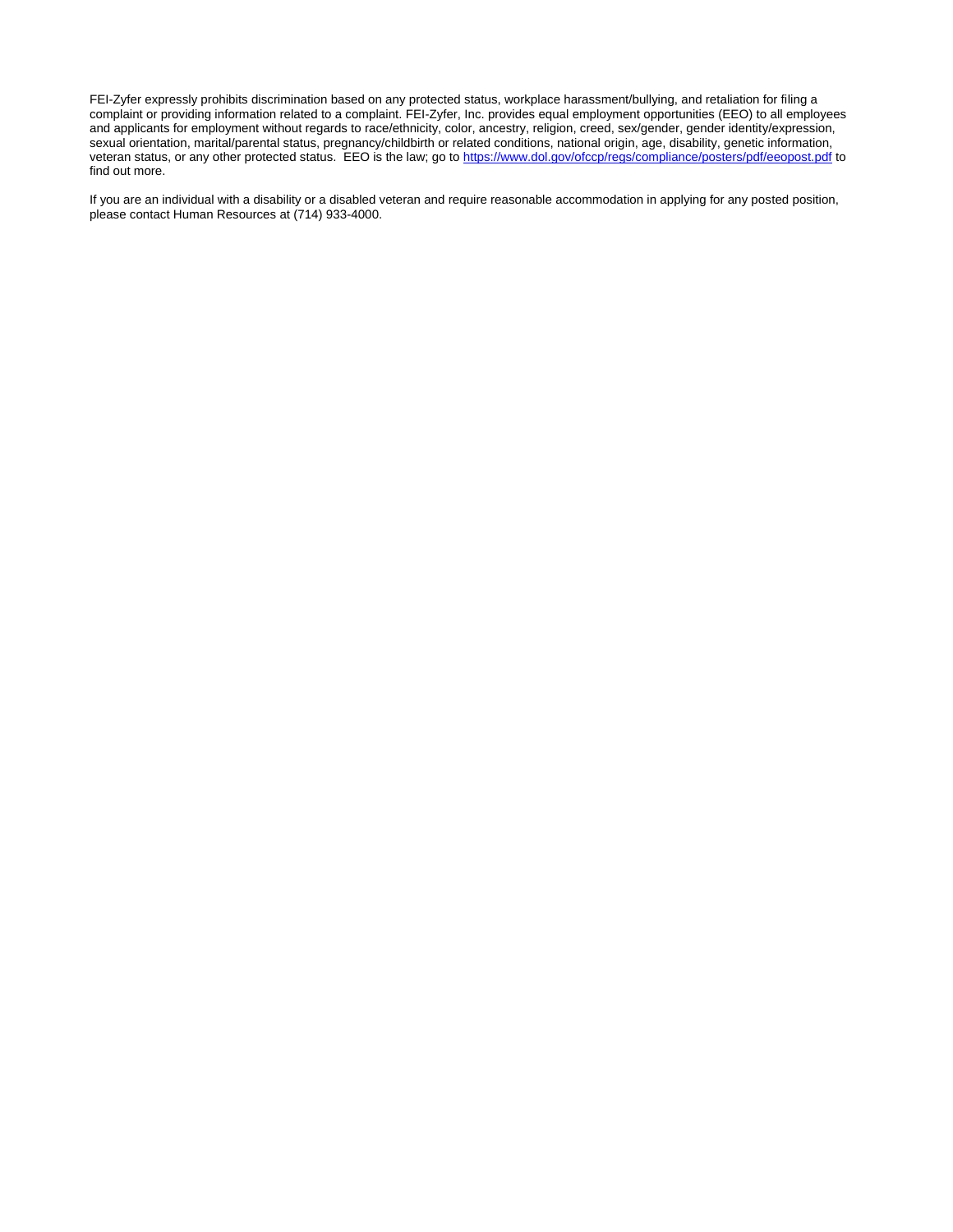FEI-Zyfer expressly prohibits discrimination based on any protected status, workplace harassment/bullying, and retaliation for filing a complaint or providing information related to a complaint. FEI-Zyfer, Inc. provides equal employment opportunities (EEO) to all employees and applicants for employment without regards to race/ethnicity, color, ancestry, religion, creed, sex/gender, gender identity/expression, sexual orientation, marital/parental status, pregnancy/childbirth or related conditions, national origin, age, disability, genetic information, veteran status, or any other protected status. EEO is the law; go to [https://www.dol.gov/ofccp/regs/compliance/posters/pdf/eeopost.pdf](https://www.dol.gov/ofccp/regs/compliance/posters/pdf/eeopost.pdf) to find out more.

If you are an individual with a disability or a disabled veteran and require reasonable accommodation in applying for any posted position, please contact Human Resources at (714) 933-4000.